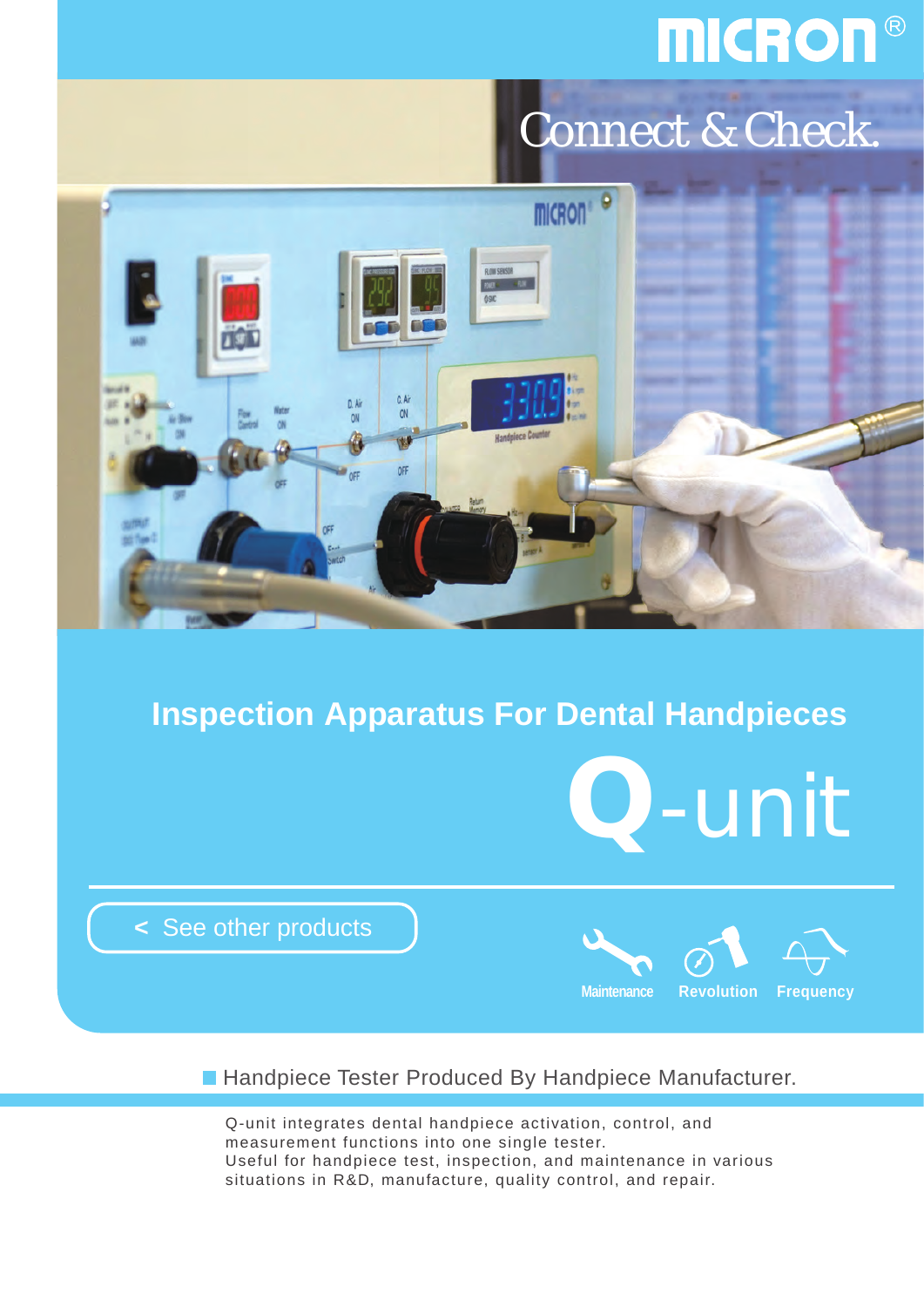MICRON®

Connect & Check.

# Inspection Apparatus For Dental Handpieces

# Q-unit

< See other products

Maintenance Revolution Frequency

## Handpiece Tester Produced By Handpiece Manufacturer.

Q-unit integrates dental handpiece activation, control, and measurement functions into one single tester.
Useful for handpiece test, inspection, and maintenance in various situations in R&D, manufacture, quality control, and repair.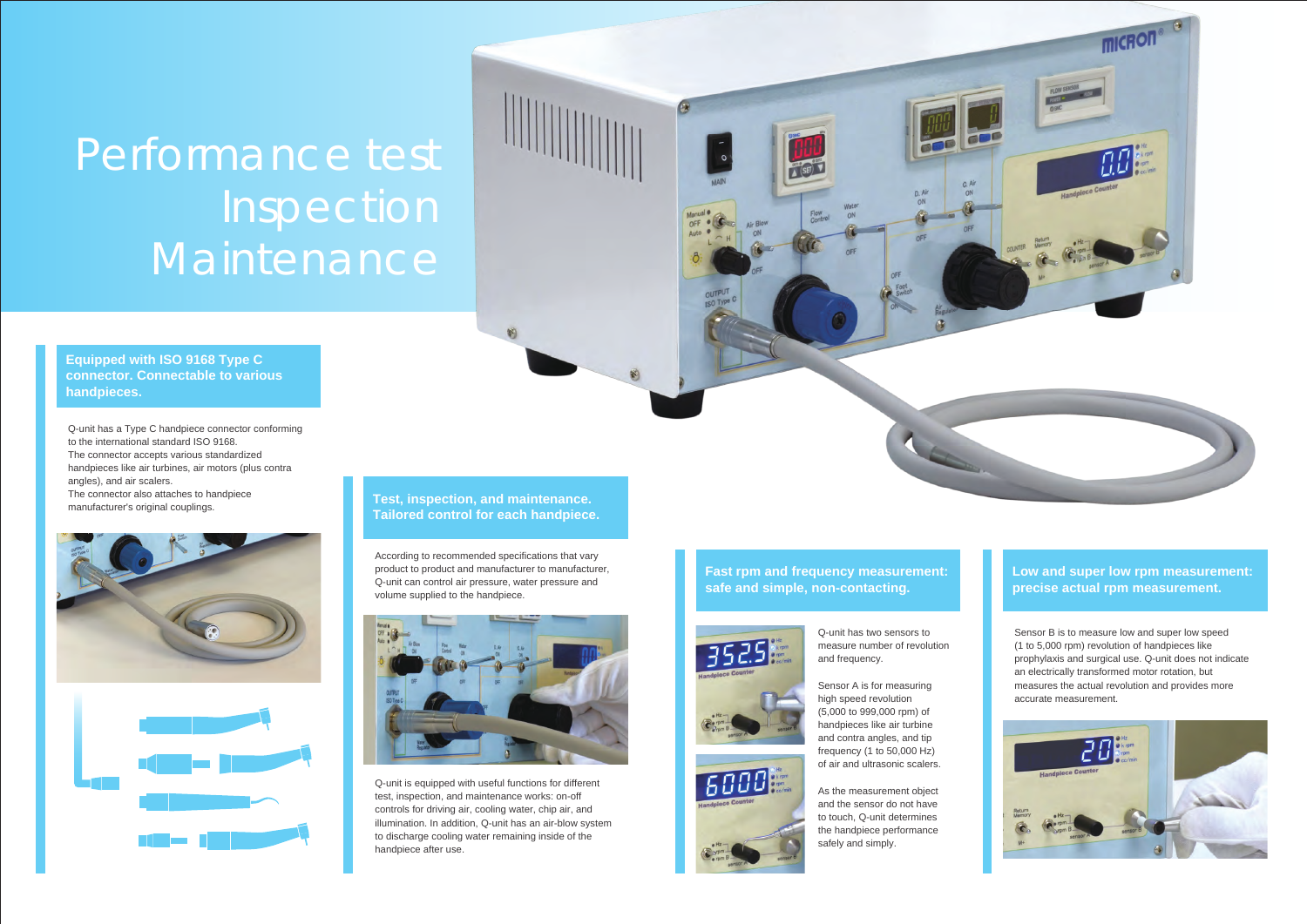# Performance test Inspection Maintenance

## Equipped with ISO 9168 Type C connector. Connectable to various handpieces.

Q-unit has a Type C handpiece connector conforming to the international standard ISO 9168.
The connector accepts various standardized handpieces like air turbines, air motors (plus contra angles), and air scalers.
The connector also attaches to handpiece manufacturer's original couplings.

## Test, inspection, and maintenance. Tailored control for each handpiece.

According to recommended specifications that vary product to product and manufacturer to manufacturer, Q-unit can control air pressure, water pressure and volume supplied to the handpiece.

Q-unit is equipped with useful functions for different test, inspection, and maintenance works: on-off controls for driving air, cooling water, chip air, and illumination. In addition, Q-unit has an air-blow system to discharge cooling water remaining inside of the handpiece after use.

## Fast rpm and frequency measurement: safe and simple, non-contacting.

Q-unit has two sensors to measure number of revolution and frequency.

Sensor A is for measuring high speed revolution (5,000 to 999,000 rpm) of handpieces like air turbine and contra angles, and tip frequency (1 to 50,000 Hz) of air and ultrasonic scalers.

As the measurement object and the sensor do not have to touch, Q-unit determines the handpiece performance safely and simply.

## Low and super low rpm measurement: precise actual rpm measurement.

Sensor B is to measure low and super low speed (1 to 5,000 rpm) revolution of handpieces like prophylaxis and surgical use. Q-unit does not indicate an electrically transformed motor rotation, but measures the actual revolution and provides more accurate measurement.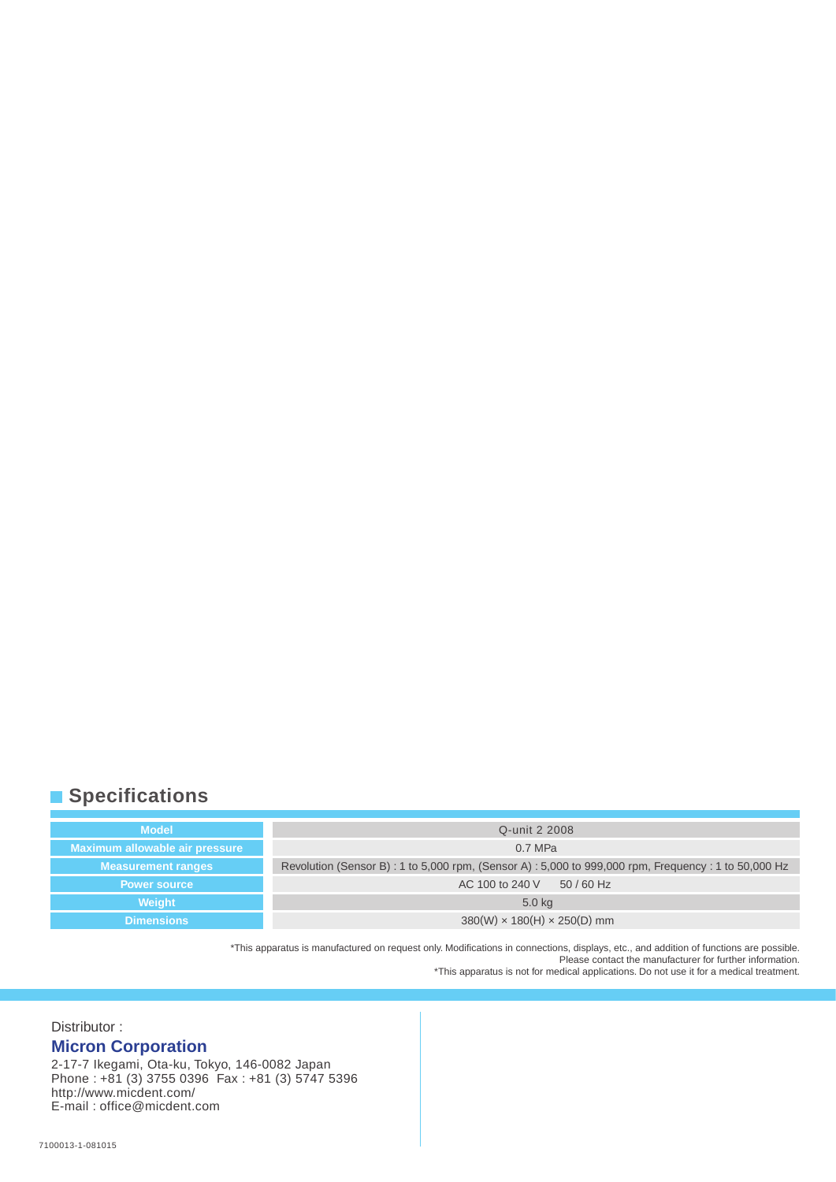## Specifications

| | |
|---|---|
| **Model** | Q-unit 2 2008 |
| **Maximum allowable air pressure** | 0.7 MPa |
| **Measurement ranges** | Revolution (Sensor B) : 1 to 5,000 rpm, (Sensor A) : 5,000 to 999,000 rpm, Frequency : 1 to 50,000 Hz |
| **Power source** | AC 100 to 240 V 50 / 60 Hz |
| **Weight** | 5.0 kg |
| **Dimensions** | 380(W) × 180(H) × 250(D) mm |

*This apparatus is manufactured on request only. Modifications in connections, displays, etc., and addition of functions are possible. Please contact the manufacturer for further information.

*This apparatus is not for medical applications. Do not use it for a medical treatment.

Distributor :

**Micron Corporation**

2-17-7 Ikegami, Ota-ku, Tokyo, 146-0082 Japan
Phone : +81 (3) 3755 0396 Fax : +81 (3) 5747 5396
http://www.micdent.com/
E-mail : office@micdent.com

7100013-1-081015